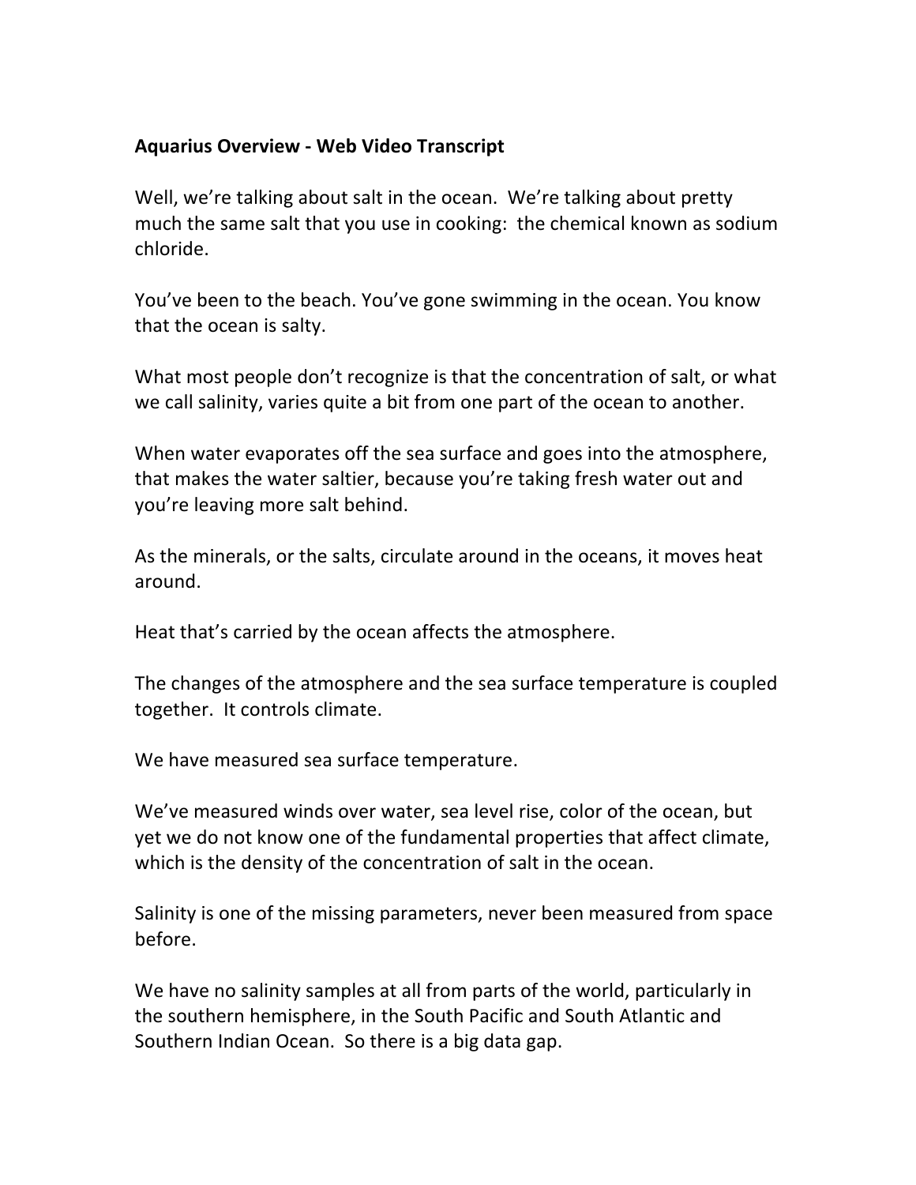**Aquarius Overview - Web Video Transcript**

Well, we're talking about salt in the ocean. We're talking about pretty much the same salt that you use in cooking: the chemical known as sodium chloride.

You've been to the beach. You've gone swimming in the ocean. You know that the ocean is salty.

What most people don't recognize is that the concentration of salt, or what we call salinity, varies quite a bit from one part of the ocean to another.

When water evaporates off the sea surface and goes into the atmosphere, that makes the water saltier, because you're taking fresh water out and you're leaving more salt behind.

As the minerals, or the salts, circulate around in the oceans, it moves heat around.

Heat that's carried by the ocean affects the atmosphere.

The changes of the atmosphere and the sea surface temperature is coupled together. It controls climate.

We have measured sea surface temperature.

We've measured winds over water, sea level rise, color of the ocean, but yet we do not know one of the fundamental properties that affect climate, which is the density of the concentration of salt in the ocean.

Salinity is one of the missing parameters, never been measured from space before.

We have no salinity samples at all from parts of the world, particularly in the southern hemisphere, in the South Pacific and South Atlantic and Southern Indian Ocean. So there is a big data gap.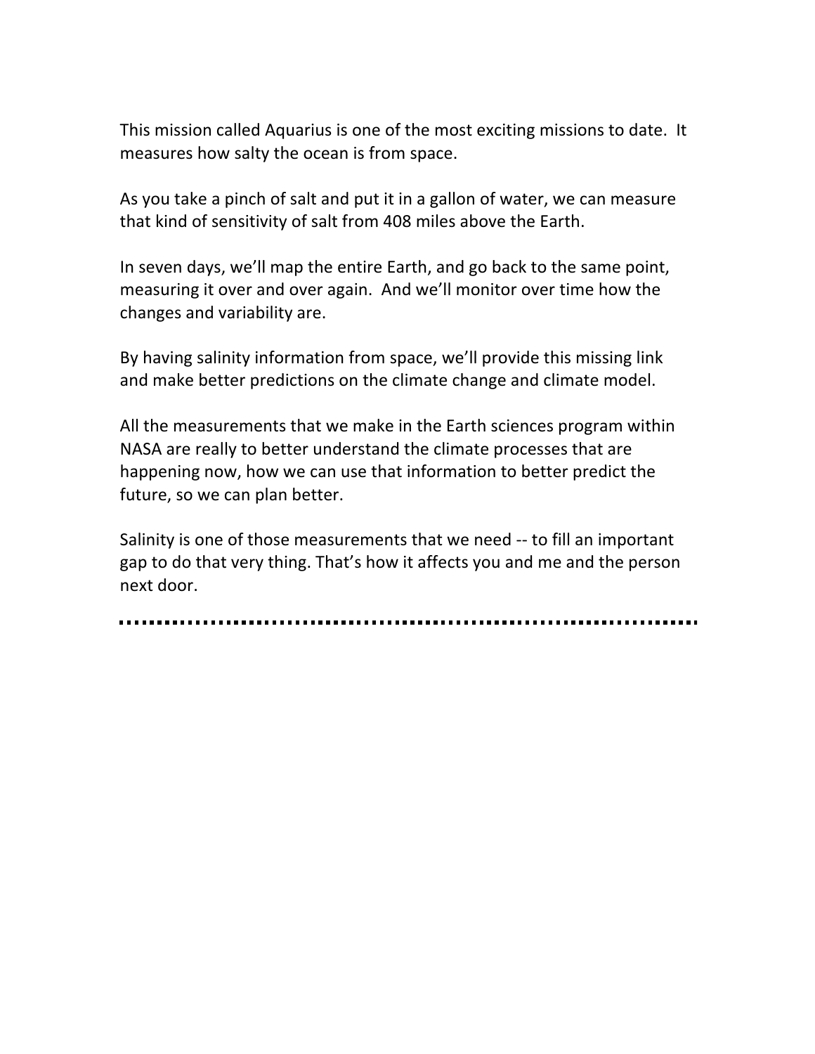This mission called Aquarius is one of the most exciting missions to date. It measures how salty the ocean is from space.

As you take a pinch of salt and put it in a gallon of water, we can measure that kind of sensitivity of salt from 408 miles above the Earth.

In seven days, we'll map the entire Earth, and go back to the same point, measuring it over and over again. And we'll monitor over time how the changes and variability are.

By having salinity information from space, we'll provide this missing link and make better predictions on the climate change and climate model.

All the measurements that we make in the Earth sciences program within NASA are really to better understand the climate processes that are happening now, how we can use that information to better predict the future, so we can plan better.

Salinity is one of those measurements that we need -- to fill an important gap to do that very thing. That's how it affects you and me and the person next door.

---